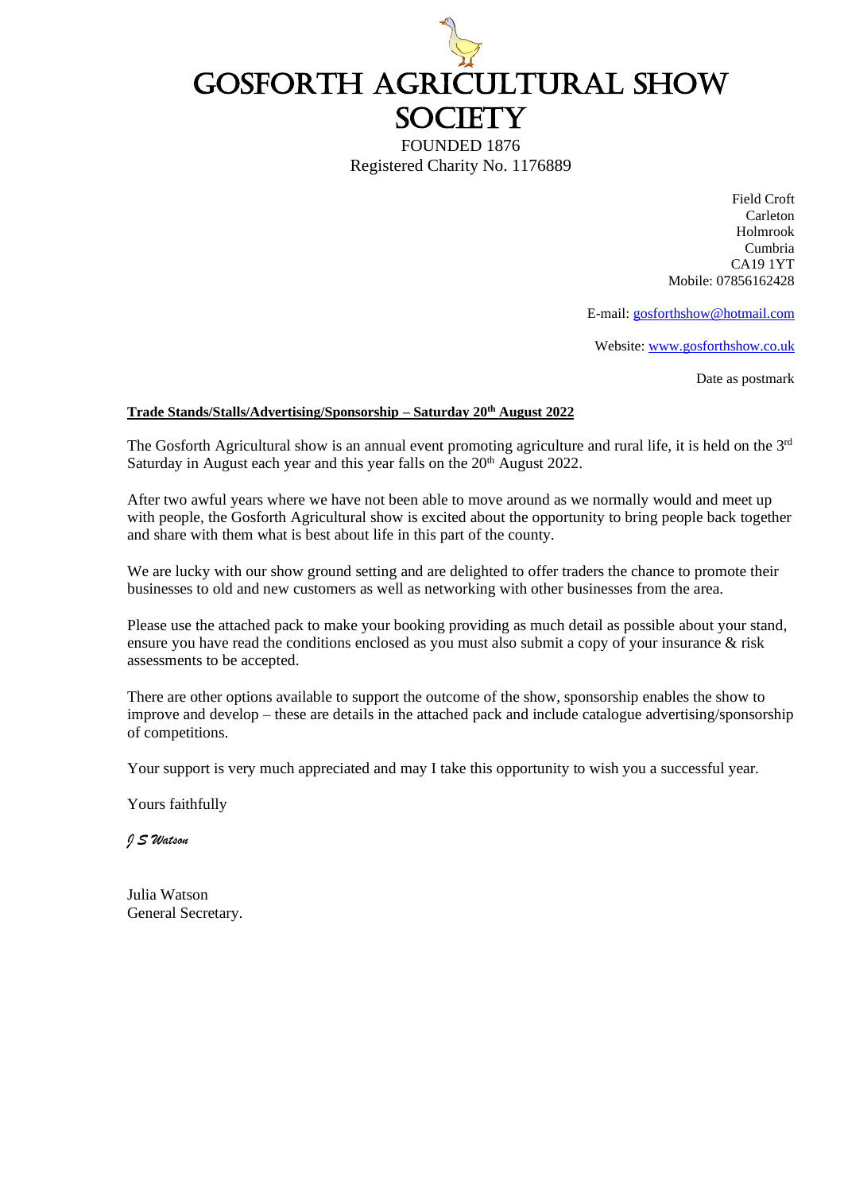# GOSFORTH AGRICULTURAL SHOW SOCIETY

FOUNDED 1876

Registered Charity No. 1176889

Field Croft
Carleton
Holmrook
Cumbria
CA19 1YT
Mobile: 07856162428

E-mail: gosforthshow@hotmail.com

Website: www.gosforthshow.co.uk

Date as postmark

**Trade Stands/Stalls/Advertising/Sponsorship – Saturday 20th August 2022**

The Gosforth Agricultural show is an annual event promoting agriculture and rural life, it is held on the 3rd Saturday in August each year and this year falls on the 20th August 2022.

After two awful years where we have not been able to move around as we normally would and meet up with people, the Gosforth Agricultural show is excited about the opportunity to bring people back together and share with them what is best about life in this part of the county.

We are lucky with our show ground setting and are delighted to offer traders the chance to promote their businesses to old and new customers as well as networking with other businesses from the area.

Please use the attached pack to make your booking providing as much detail as possible about your stand, ensure you have read the conditions enclosed as you must also submit a copy of your insurance & risk assessments to be accepted.

There are other options available to support the outcome of the show, sponsorship enables the show to improve and develop – these are details in the attached pack and include catalogue advertising/sponsorship of competitions.

Your support is very much appreciated and may I take this opportunity to wish you a successful year.

Yours faithfully

*J S Watson*

Julia Watson
General Secretary.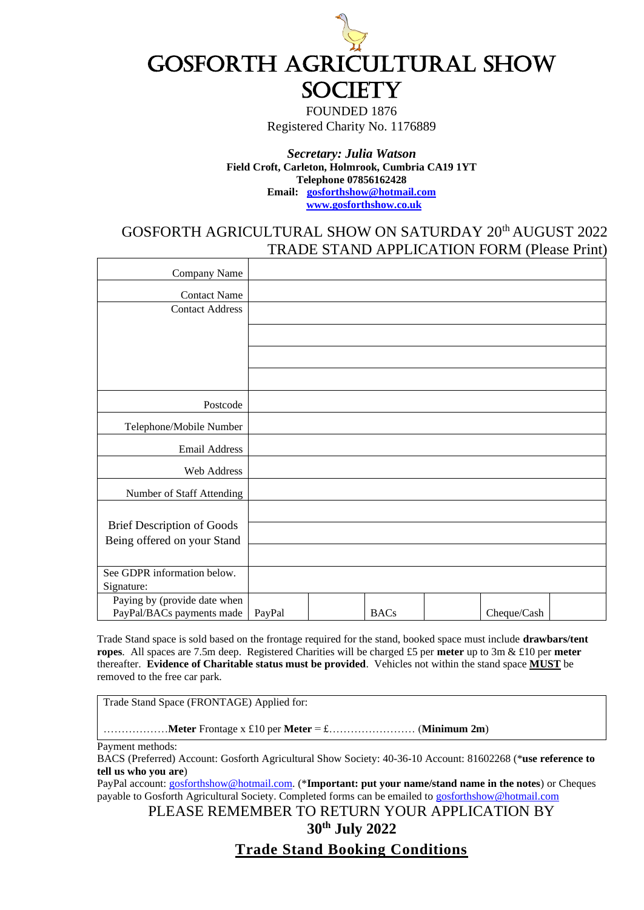# GOSFORTH AGRICULTURAL SHOW SOCIETY

FOUNDED 1876

Registered Charity No. 1176889

***Secretary: Julia Watson***

**Field Croft, Carleton, Holmrook, Cumbria CA19 1YT**

**Telephone 07856162428**

**Email: gosforthshow@hotmail.com**

**www.gosforthshow.co.uk**

## GOSFORTH AGRICULTURAL SHOW ON SATURDAY 20th AUGUST 2022

## TRADE STAND APPLICATION FORM (Please Print)

| | | | | | | |
|---|---|---|---|---|---|---|
| Company Name | | | | | | |
| Contact Name | | | | | | |
| Contact Address | | | | | | |
| | | | | | | |
| | | | | | | |
| | | | | | | |
| Postcode | | | | | | |
| Telephone/Mobile Number | | | | | | |
| Email Address | | | | | | |
| Web Address | | | | | | |
| Number of Staff Attending | | | | | | |
| Brief Description of Goods Being offered on your Stand | | | | | | |
| | | | | | | |
| | | | | | | |
| See GDPR information below. Signature: | | | | | | |
| Paying by (provide date when PayPal/BACs payments made | PayPal | | BACs | | Cheque/Cash | |

Trade Stand space is sold based on the frontage required for the stand, booked space must include **drawbars/tent ropes**. All spaces are 7.5m deep. Registered Charities will be charged £5 per **meter** up to 3m & £10 per **meter** thereafter. **Evidence of Charitable status must be provided**. Vehicles not within the stand space **MUST** be removed to the free car park.

| Trade Stand Space (FRONTAGE) Applied for: |
|---|
| ………………**Meter** Frontage x £10 per **Meter** = £…………………… (**Minimum 2m**) |

Payment methods:

BACS (Preferred) Account: Gosforth Agricultural Show Society: 40-36-10 Account: 81602268 (***use reference to tell us who you are**)

PayPal account: gosforthshow@hotmail.com. (***Important: put your name/stand name in the notes**) or Cheques payable to Gosforth Agricultural Society. Completed forms can be emailed to gosforthshow@hotmail.com

PLEASE REMEMBER TO RETURN YOUR APPLICATION BY

**30th July 2022**

## Trade Stand Booking Conditions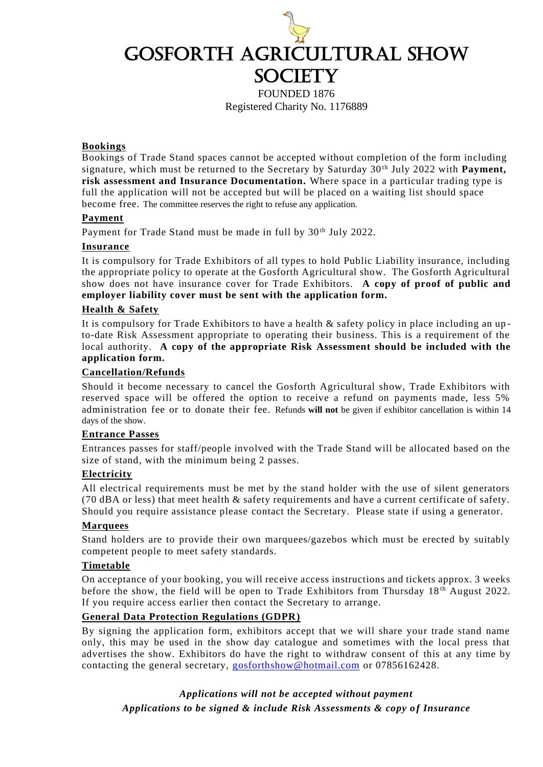# GOSFORTH AGRICULTURAL SHOW SOCIETY

FOUNDED 1876

Registered Charity No. 1176889

**Bookings**

Bookings of Trade Stand spaces cannot be accepted without completion of the form including signature, which must be returned to the Secretary by Saturday 30th July 2022 with **Payment, risk assessment and Insurance Documentation.** Where space in a particular trading type is full the application will not be accepted but will be placed on a waiting list should space become free. The committee reserves the right to refuse any application.

**Payment**

Payment for Trade Stand must be made in full by 30th July 2022.

**Insurance**

It is compulsory for Trade Exhibitors of all types to hold Public Liability insurance, including the appropriate policy to operate at the Gosforth Agricultural show. The Gosforth Agricultural show does not have insurance cover for Trade Exhibitors. **A copy of proof of public and employer liability cover must be sent with the application form.**

**Health & Safety**

It is compulsory for Trade Exhibitors to have a health & safety policy in place including an up-to-date Risk Assessment appropriate to operating their business. This is a requirement of the local authority. **A copy of the appropriate Risk Assessment should be included with the application form.**

**Cancellation/Refunds**

Should it become necessary to cancel the Gosforth Agricultural show, Trade Exhibitors with reserved space will be offered the option to receive a refund on payments made, less 5% administration fee or to donate their fee. Refunds **will not** be given if exhibitor cancellation is within 14 days of the show.

**Entrance Passes**

Entrances passes for staff/people involved with the Trade Stand will be allocated based on the size of stand, with the minimum being 2 passes.

**Electricity**

All electrical requirements must be met by the stand holder with the use of silent generators (70 dBA or less) that meet health & safety requirements and have a current certificate of safety. Should you require assistance please contact the Secretary. Please state if using a generator.

**Marquees**

Stand holders are to provide their own marquees/gazebos which must be erected by suitably competent people to meet safety standards.

**Timetable**

On acceptance of your booking, you will receive access instructions and tickets approx. 3 weeks before the show, the field will be open to Trade Exhibitors from Thursday 18th August 2022. If you require access earlier then contact the Secretary to arrange.

**General Data Protection Regulations (GDPR)**

By signing the application form, exhibitors accept that we will share your trade stand name only, this may be used in the show day catalogue and sometimes with the local press that advertises the show. Exhibitors do have the right to withdraw consent of this at any time by contacting the general secretary, gosforthshow@hotmail.com or 07856162428.

***Applications will not be accepted without payment***

***Applications to be signed & include Risk Assessments & copy of Insurance***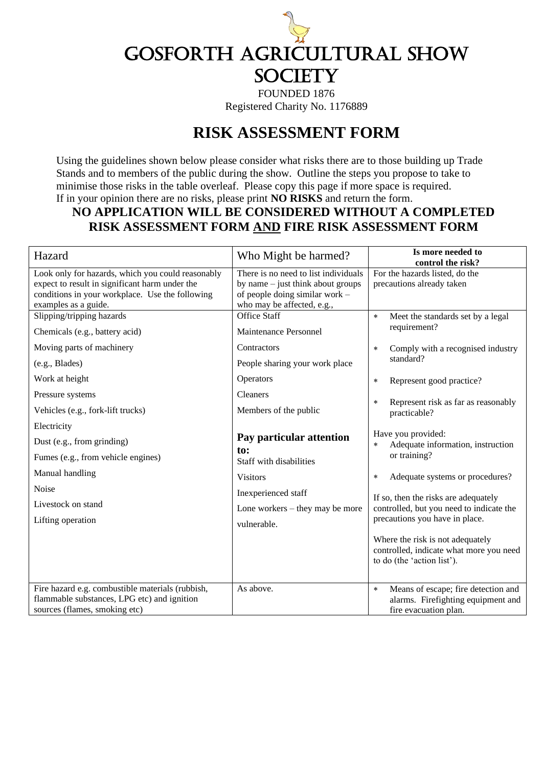# GOSFORTH AGRICULTURAL SHOW SOCIETY

FOUNDED 1876

Registered Charity No. 1176889

## RISK ASSESSMENT FORM

Using the guidelines shown below please consider what risks there are to those building up Trade Stands and to members of the public during the show. Outline the steps you propose to take to minimise those risks in the table overleaf. Please copy this page if more space is required.
If in your opinion there are no risks, please print **NO RISKS** and return the form.

**NO APPLICATION WILL BE CONSIDERED WITHOUT A COMPLETED RISK ASSESSMENT FORM AND FIRE RISK ASSESSMENT FORM**

| Hazard | Who Might be harmed? | **Is more needed to control the risk?** |
|---|---|---|
| Look only for hazards, which you could reasonably expect to result in significant harm under the conditions in your workplace. Use the following examples as a guide. | There is no need to list individuals by name – just think about groups of people doing similar work – who may be affected, e.g., | For the hazards listed, do the precautions already taken |
| Slipping/tripping hazards<br>Chemicals (e.g., battery acid)<br>Moving parts of machinery<br>(e.g., Blades)<br>Work at height<br>Pressure systems<br>Vehicles (e.g., fork-lift trucks)<br>Electricity<br>Dust (e.g., from grinding)<br>Fumes (e.g., from vehicle engines)<br>Manual handling<br>Noise<br>Livestock on stand<br>Lifting operation | Office Staff<br>Maintenance Personnel<br>Contractors<br>People sharing your work place<br>Operators<br>Cleaners<br>Members of the public<br><br>**Pay particular attention to:**<br>Staff with disabilities<br>Visitors<br>Inexperienced staff<br>Lone workers – they may be more vulnerable. | * Meet the standards set by a legal requirement?<br>* Comply with a recognised industry standard?<br>* Represent good practice?<br>* Represent risk as far as reasonably practicable?<br><br>Have you provided:<br>* Adequate information, instruction or training?<br>* Adequate systems or procedures?<br><br>If so, then the risks are adequately controlled, but you need to indicate the precautions you have in place.<br><br>Where the risk is not adequately controlled, indicate what more you need to do (the 'action list'). |
| Fire hazard e.g. combustible materials (rubbish, flammable substances, LPG etc) and ignition sources (flames, smoking etc) | As above. | * Means of escape; fire detection and alarms. Firefighting equipment and fire evacuation plan. |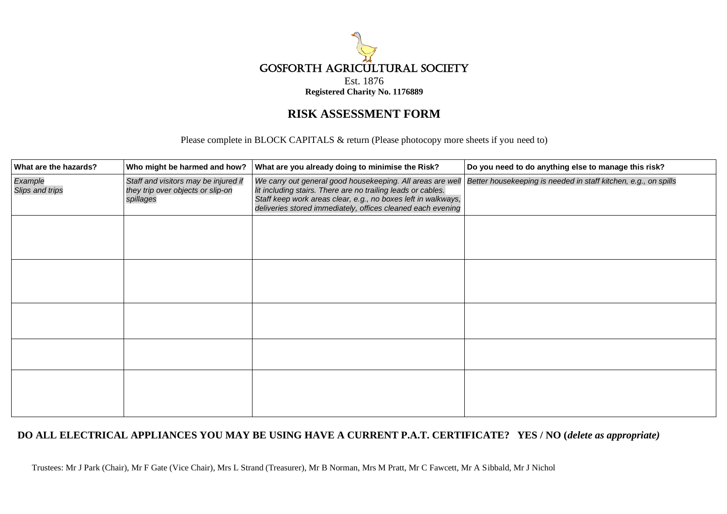# GOSFORTH AGRICULTURAL SOCIETY

Est. 1876

**Registered Charity No. 1176889**

## RISK ASSESSMENT FORM

Please complete in BLOCK CAPITALS & return (Please photocopy more sheets if you need to)

| What are the hazards? | Who might be harmed and how? | What are you already doing to minimise the Risk? | Do you need to do anything else to manage this risk? |
|---|---|---|---|
| *Example* *Slips and trips* | *Staff and visitors may be injured if they trip over objects or slip-on spillages* | *We carry out general good housekeeping. All areas are well lit including stairs. There are no trailing leads or cables. Staff keep work areas clear, e.g., no boxes left in walkways, deliveries stored immediately, offices cleaned each evening* | *Better housekeeping is needed in staff kitchen, e.g., on spills* |
| | | | |
| | | | |
| | | | |
| | | | |
| | | | |

**DO ALL ELECTRICAL APPLIANCES YOU MAY BE USING HAVE A CURRENT P.A.T. CERTIFICATE? YES / NO (*delete as appropriate)***

Trustees: Mr J Park (Chair), Mr F Gate (Vice Chair), Mrs L Strand (Treasurer), Mr B Norman, Mrs M Pratt, Mr C Fawcett, Mr A Sibbald, Mr J Nichol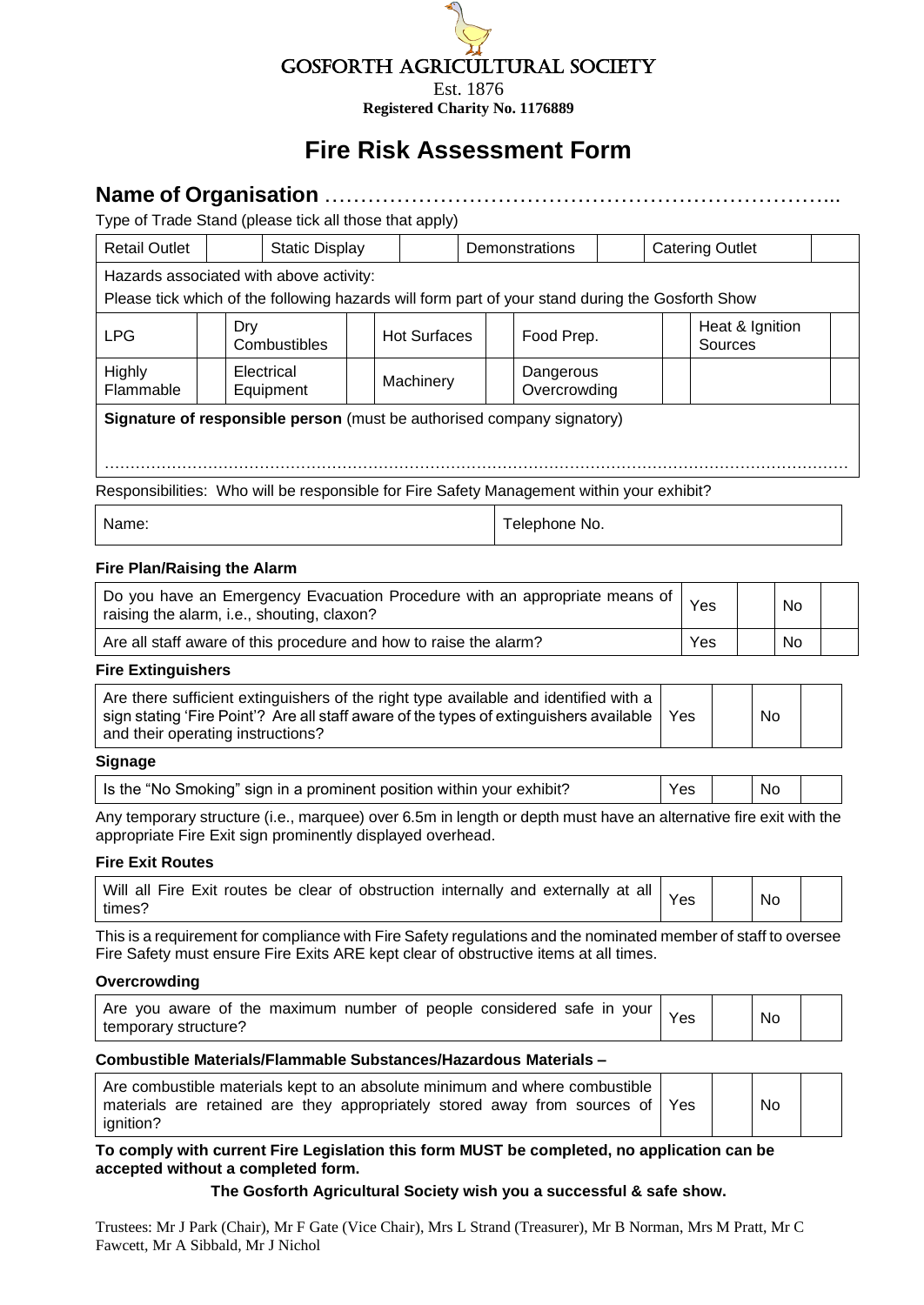GOSFORTH AGRICULTURAL SOCIETY

Est. 1876

**Registered Charity No. 1176889**

# Fire Risk Assessment Form

## Name of Organisation …………………………………………………………………..

Type of Trade Stand (please tick all those that apply)

| | | | | | | | |
|---|---|---|---|---|---|---|---|
| Retail Outlet | | Static Display | | Demonstrations | | Catering Outlet | |

Hazards associated with above activity:

Please tick which of the following hazards will form part of your stand during the Gosforth Show

| | | | | | | | | | |
|---|---|---|---|---|---|---|---|---|---|
| LPG | | Dry Combustibles | | Hot Surfaces | | Food Prep. | | Heat & Ignition Sources | |
| Highly Flammable | | Electrical Equipment | | Machinery | | Dangerous Overcrowding | | | |

**Signature of responsible person** (must be authorised company signatory)

…………………………………………………………………………………………………………………………

Responsibilities: Who will be responsible for Fire Safety Management within your exhibit?

| | |
|---|---|
| Name: | Telephone No. |

**Fire Plan/Raising the Alarm**

| | | | | |
|---|---|---|---|---|
| Do you have an Emergency Evacuation Procedure with an appropriate means of raising the alarm, i.e., shouting, claxon? | Yes | | No | |
| Are all staff aware of this procedure and how to raise the alarm? | Yes | | No | |

**Fire Extinguishers**

| | | | | |
|---|---|---|---|---|
| Are there sufficient extinguishers of the right type available and identified with a sign stating 'Fire Point'? Are all staff aware of the types of extinguishers available and their operating instructions? | Yes | | No | |

**Signage**

| | | | | |
|---|---|---|---|---|
| Is the "No Smoking" sign in a prominent position within your exhibit? | Yes | | No | |

Any temporary structure (i.e., marquee) over 6.5m in length or depth must have an alternative fire exit with the appropriate Fire Exit sign prominently displayed overhead.

**Fire Exit Routes**

| | | | | |
|---|---|---|---|---|
| Will all Fire Exit routes be clear of obstruction internally and externally at all times? | Yes | | No | |

This is a requirement for compliance with Fire Safety regulations and the nominated member of staff to oversee Fire Safety must ensure Fire Exits ARE kept clear of obstructive items at all times.

**Overcrowding**

| | | | | |
|---|---|---|---|---|
| Are you aware of the maximum number of people considered safe in your temporary structure? | Yes | | No | |

**Combustible Materials/Flammable Substances/Hazardous Materials –**

| | | | | |
|---|---|---|---|---|
| Are combustible materials kept to an absolute minimum and where combustible materials are retained are they appropriately stored away from sources of ignition? | Yes | | No | |

**To comply with current Fire Legislation this form MUST be completed, no application can be accepted without a completed form.**

**The Gosforth Agricultural Society wish you a successful & safe show.**

Trustees: Mr J Park (Chair), Mr F Gate (Vice Chair), Mrs L Strand (Treasurer), Mr B Norman, Mrs M Pratt, Mr C Fawcett, Mr A Sibbald, Mr J Nichol